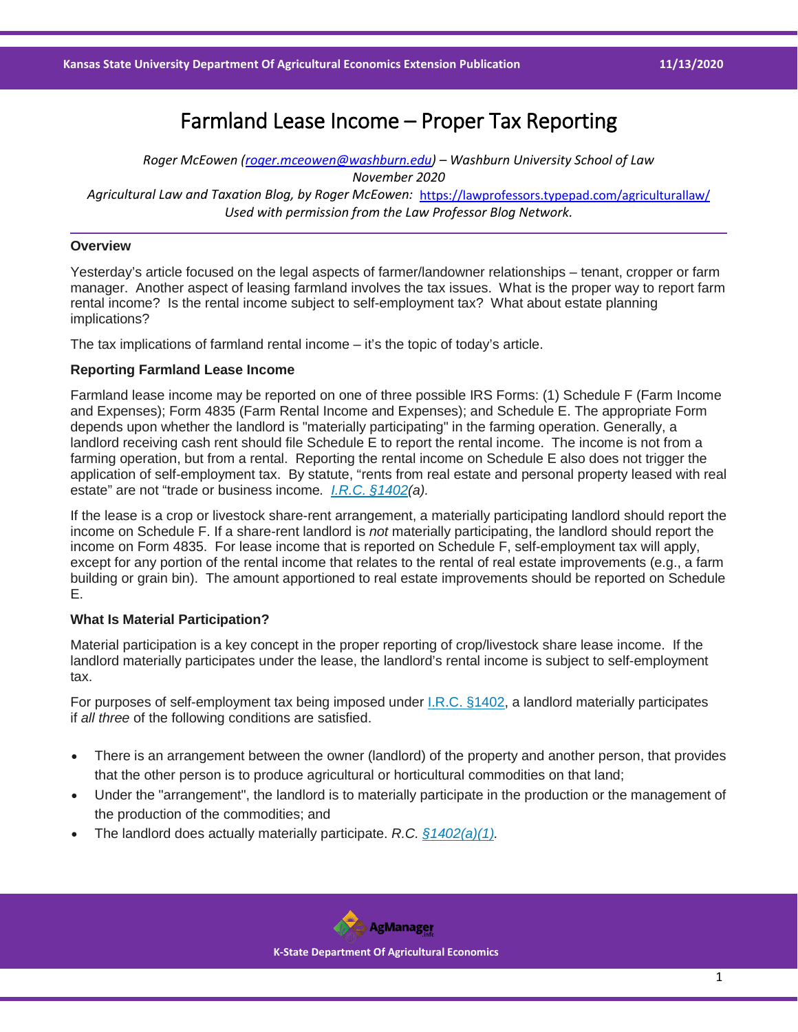# Farmland Lease Income – Proper Tax Reporting

*Roger McEowen (roger.mceowen@washburn.edu) – Washburn University School of Law*
*November 2020*
*Agricultural Law and Taxation Blog, by Roger McEowen:* https://lawprofessors.typepad.com/agriculturallaw/
*Used with permission from the Law Professor Blog Network.*

---

**Overview**

Yesterday's article focused on the legal aspects of farmer/landowner relationships – tenant, cropper or farm manager. Another aspect of leasing farmland involves the tax issues. What is the proper way to report farm rental income? Is the rental income subject to self-employment tax? What about estate planning implications?

The tax implications of farmland rental income – it's the topic of today's article.

**Reporting Farmland Lease Income**

Farmland lease income may be reported on one of three possible IRS Forms: (1) Schedule F (Farm Income and Expenses); Form 4835 (Farm Rental Income and Expenses); and Schedule E. The appropriate Form depends upon whether the landlord is "materially participating" in the farming operation. Generally, a landlord receiving cash rent should file Schedule E to report the rental income. The income is not from a farming operation, but from a rental. Reporting the rental income on Schedule E also does not trigger the application of self-employment tax. By statute, "rents from real estate and personal property leased with real estate" are not "trade or business income. *I.R.C. §1402(a).*

If the lease is a crop or livestock share-rent arrangement, a materially participating landlord should report the income on Schedule F. If a share-rent landlord is *not* materially participating, the landlord should report the income on Form 4835. For lease income that is reported on Schedule F, self-employment tax will apply, except for any portion of the rental income that relates to the rental of real estate improvements (e.g., a farm building or grain bin). The amount apportioned to real estate improvements should be reported on Schedule E.

**What Is Material Participation?**

Material participation is a key concept in the proper reporting of crop/livestock share lease income. If the landlord materially participates under the lease, the landlord's rental income is subject to self-employment tax.

For purposes of self-employment tax being imposed under I.R.C. §1402, a landlord materially participates if *all three* of the following conditions are satisfied.

- There is an arrangement between the owner (landlord) of the property and another person, that provides that the other person is to produce agricultural or horticultural commodities on that land;
- Under the "arrangement", the landlord is to materially participate in the production or the management of the production of the commodities; and
- The landlord does actually materially participate. *R.C. §1402(a)(1).*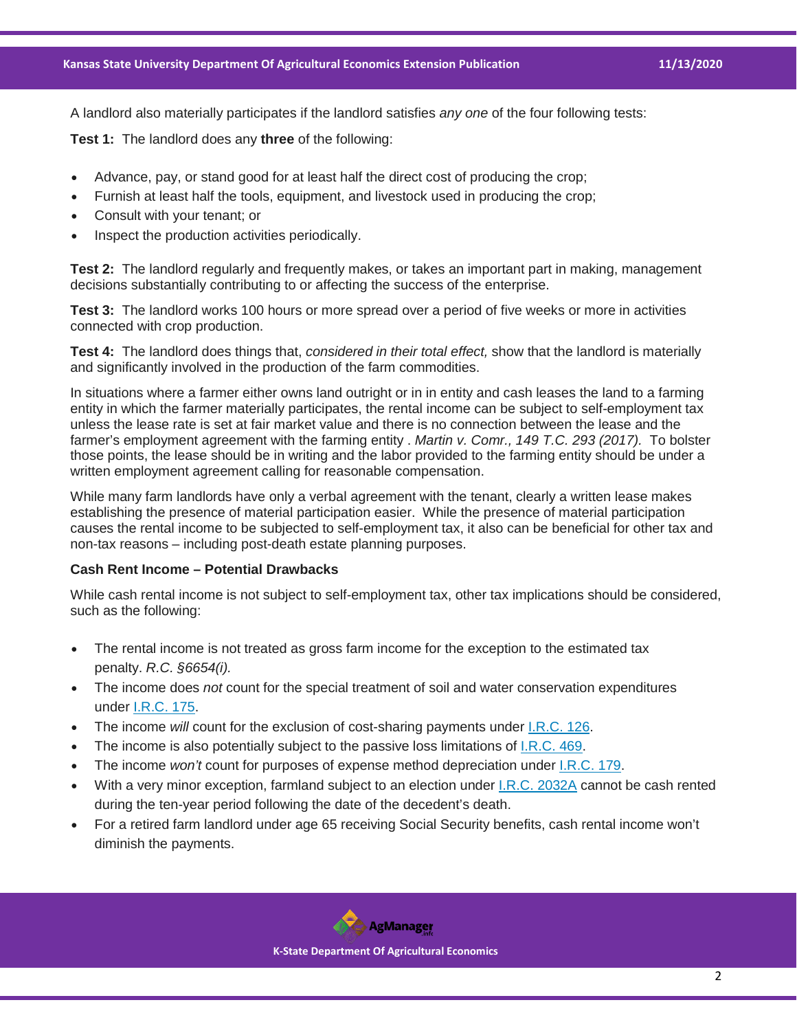A landlord also materially participates if the landlord satisfies *any one* of the four following tests:

**Test 1:** The landlord does any **three** of the following:

- Advance, pay, or stand good for at least half the direct cost of producing the crop;
- Furnish at least half the tools, equipment, and livestock used in producing the crop;
- Consult with your tenant; or
- Inspect the production activities periodically.

**Test 2:** The landlord regularly and frequently makes, or takes an important part in making, management decisions substantially contributing to or affecting the success of the enterprise.

**Test 3:** The landlord works 100 hours or more spread over a period of five weeks or more in activities connected with crop production.

**Test 4:** The landlord does things that, *considered in their total effect,* show that the landlord is materially and significantly involved in the production of the farm commodities.

In situations where a farmer either owns land outright or in in entity and cash leases the land to a farming entity in which the farmer materially participates, the rental income can be subject to self-employment tax unless the lease rate is set at fair market value and there is no connection between the lease and the farmer's employment agreement with the farming entity . *Martin v. Comr., 149 T.C. 293 (2017).* To bolster those points, the lease should be in writing and the labor provided to the farming entity should be under a written employment agreement calling for reasonable compensation.

While many farm landlords have only a verbal agreement with the tenant, clearly a written lease makes establishing the presence of material participation easier. While the presence of material participation causes the rental income to be subjected to self-employment tax, it also can be beneficial for other tax and non-tax reasons – including post-death estate planning purposes.

**Cash Rent Income – Potential Drawbacks**

While cash rental income is not subject to self-employment tax, other tax implications should be considered, such as the following:

- The rental income is not treated as gross farm income for the exception to the estimated tax penalty. *R.C. §6654(i).*
- The income does *not* count for the special treatment of soil and water conservation expenditures under I.R.C. 175.
- The income *will* count for the exclusion of cost-sharing payments under I.R.C. 126.
- The income is also potentially subject to the passive loss limitations of I.R.C. 469.
- The income *won't* count for purposes of expense method depreciation under I.R.C. 179.
- With a very minor exception, farmland subject to an election under I.R.C. 2032A cannot be cash rented during the ten-year period following the date of the decedent's death.
- For a retired farm landlord under age 65 receiving Social Security benefits, cash rental income won't diminish the payments.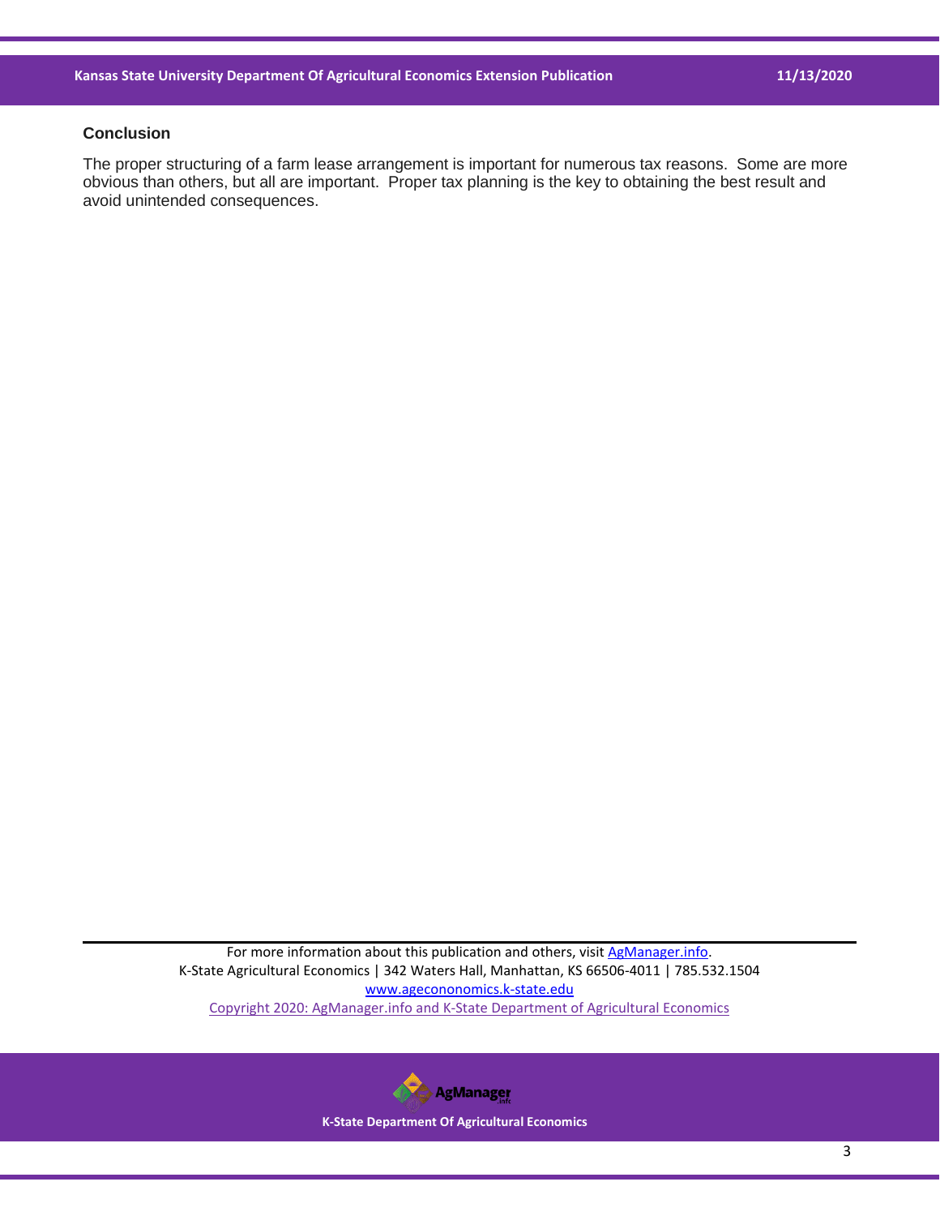## Conclusion

The proper structuring of a farm lease arrangement is important for numerous tax reasons. Some are more obvious than others, but all are important. Proper tax planning is the key to obtaining the best result and avoid unintended consequences.

For more information about this publication and others, visit AgManager.info.
K-State Agricultural Economics | 342 Waters Hall, Manhattan, KS 66506-4011 | 785.532.1504
www.ageconomics.k-state.edu
Copyright 2020: AgManager.info and K-State Department of Agricultural Economics